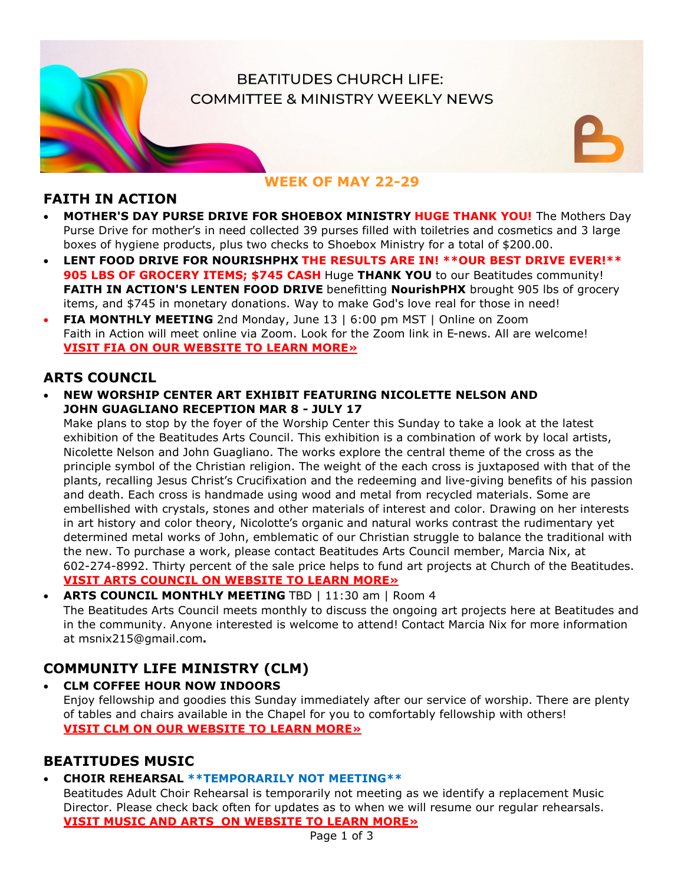# BEATITUDES CHURCH LIFE: COMMITTEE & MINISTRY WEEKLY NEWS

**WEEK OF MAY 22-29**

## FAITH IN ACTION

- **MOTHER'S DAY PURSE DRIVE FOR SHOEBOX MINISTRY HUGE THANK YOU!** The Mothers Day Purse Drive for mother's in need collected 39 purses filled with toiletries and cosmetics and 3 large boxes of hygiene products, plus two checks to Shoebox Ministry for a total of $200.00.
- **LENT FOOD DRIVE FOR NOURISHPHX THE RESULTS ARE IN! **OUR BEST DRIVE EVER!** 905 LBS OF GROCERY ITEMS; $745 CASH** Huge **THANK YOU** to our Beatitudes community! **FAITH IN ACTION'S LENTEN FOOD DRIVE** benefitting **NourishPHX** brought 905 lbs of grocery items, and $745 in monetary donations. Way to make God's love real for those in need!
- **FIA MONTHLY MEETING** 2nd Monday, June 13 | 6:00 pm MST | Online on Zoom
  Faith in Action will meet online via Zoom. Look for the Zoom link in E-news. All are welcome!
  **VISIT FIA ON OUR WEBSITE TO LEARN MORE»**

## ARTS COUNCIL

- **NEW WORSHIP CENTER ART EXHIBIT FEATURING NICOLETTE NELSON AND JOHN GUAGLIANO RECEPTION MAR 8 - JULY 17**
  Make plans to stop by the foyer of the Worship Center this Sunday to take a look at the latest exhibition of the Beatitudes Arts Council. This exhibition is a combination of work by local artists, Nicolette Nelson and John Guagliano. The works explore the central theme of the cross as the principle symbol of the Christian religion. The weight of the each cross is juxtaposed with that of the plants, recalling Jesus Christ's Crucifixation and the redeeming and live-giving benefits of his passion and death. Each cross is handmade using wood and metal from recycled materials. Some are embellished with crystals, stones and other materials of interest and color. Drawing on her interests in art history and color theory, Nicolotte's organic and natural works contrast the rudimentary yet determined metal works of John, emblematic of our Christian struggle to balance the traditional with the new. To purchase a work, please contact Beatitudes Arts Council member, Marcia Nix, at 602-274-8992. Thirty percent of the sale price helps to fund art projects at Church of the Beatitudes.
  **VISIT ARTS COUNCIL ON WEBSITE TO LEARN MORE»**
- **ARTS COUNCIL MONTHLY MEETING** TBD | 11:30 am | Room 4
  The Beatitudes Arts Council meets monthly to discuss the ongoing art projects here at Beatitudes and in the community. Anyone interested is welcome to attend! Contact Marcia Nix for more information at msnix215@gmail.com**.**

## COMMUNITY LIFE MINISTRY (CLM)

- **CLM COFFEE HOUR NOW INDOORS**
  Enjoy fellowship and goodies this Sunday immediately after our service of worship. There are plenty of tables and chairs available in the Chapel for you to comfortably fellowship with others!
  **VISIT CLM ON OUR WEBSITE TO LEARN MORE»**

## BEATITUDES MUSIC

- **CHOIR REHEARSAL **TEMPORARILY NOT MEETING****
  Beatitudes Adult Choir Rehearsal is temporarily not meeting as we identify a replacement Music Director. Please check back often for updates as to when we will resume our regular rehearsals.
  **VISIT MUSIC AND ARTS ON WEBSITE TO LEARN MORE»**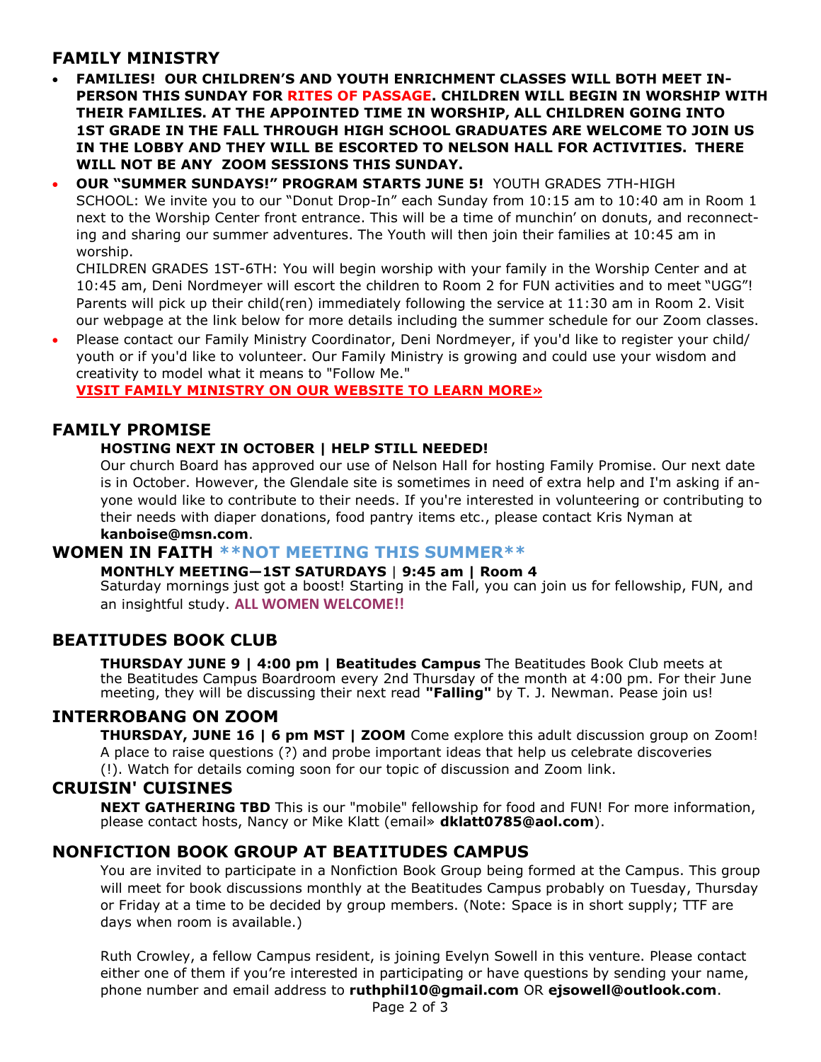## FAMILY MINISTRY

- **FAMILIES! OUR CHILDREN'S AND YOUTH ENRICHMENT CLASSES WILL BOTH MEET IN-PERSON THIS SUNDAY FOR RITES OF PASSAGE. CHILDREN WILL BEGIN IN WORSHIP WITH THEIR FAMILIES. AT THE APPOINTED TIME IN WORSHIP, ALL CHILDREN GOING INTO 1ST GRADE IN THE FALL THROUGH HIGH SCHOOL GRADUATES ARE WELCOME TO JOIN US IN THE LOBBY AND THEY WILL BE ESCORTED TO NELSON HALL FOR ACTIVITIES. THERE WILL NOT BE ANY ZOOM SESSIONS THIS SUNDAY.**
- **OUR "SUMMER SUNDAYS!" PROGRAM STARTS JUNE 5!** YOUTH GRADES 7TH-HIGH SCHOOL: We invite you to our "Donut Drop-In" each Sunday from 10:15 am to 10:40 am in Room 1 next to the Worship Center front entrance. This will be a time of munchin' on donuts, and reconnecting and sharing our summer adventures. The Youth will then join their families at 10:45 am in worship.

  CHILDREN GRADES 1ST-6TH: You will begin worship with your family in the Worship Center and at 10:45 am, Deni Nordmeyer will escort the children to Room 2 for FUN activities and to meet "UGG"! Parents will pick up their child(ren) immediately following the service at 11:30 am in Room 2. Visit our webpage at the link below for more details including the summer schedule for our Zoom classes.
- Please contact our Family Ministry Coordinator, Deni Nordmeyer, if you'd like to register your child/ youth or if you'd like to volunteer. Our Family Ministry is growing and could use your wisdom and creativity to model what it means to "Follow Me."

  **VISIT FAMILY MINISTRY ON OUR WEBSITE TO LEARN MORE»**

## FAMILY PROMISE

**HOSTING NEXT IN OCTOBER | HELP STILL NEEDED!**

Our church Board has approved our use of Nelson Hall for hosting Family Promise. Our next date is in October. However, the Glendale site is sometimes in need of extra help and I'm asking if anyone would like to contribute to their needs. If you're interested in volunteering or contributing to their needs with diaper donations, food pantry items etc., please contact Kris Nyman at **kanboise@msn.com**.

## WOMEN IN FAITH **NOT MEETING THIS SUMMER**

**MONTHLY MEETING—1ST SATURDAYS | 9:45 am | Room 4**

Saturday mornings just got a boost! Starting in the Fall, you can join us for fellowship, FUN, and an insightful study. **ALL WOMEN WELCOME!!**

## BEATITUDES BOOK CLUB

**THURSDAY JUNE 9 | 4:00 pm | Beatitudes Campus** The Beatitudes Book Club meets at the Beatitudes Campus Boardroom every 2nd Thursday of the month at 4:00 pm. For their June meeting, they will be discussing their next read **"Falling"** by T. J. Newman. Pease join us!

## INTERROBANG ON ZOOM

**THURSDAY, JUNE 16 | 6 pm MST | ZOOM** Come explore this adult discussion group on Zoom! A place to raise questions (?) and probe important ideas that help us celebrate discoveries (!). Watch for details coming soon for our topic of discussion and Zoom link.

## CRUISIN' CUISINES

**NEXT GATHERING TBD** This is our "mobile" fellowship for food and FUN! For more information, please contact hosts, Nancy or Mike Klatt (email» **dklatt0785@aol.com**).

## NONFICTION BOOK GROUP AT BEATITUDES CAMPUS

You are invited to participate in a Nonfiction Book Group being formed at the Campus. This group will meet for book discussions monthly at the Beatitudes Campus probably on Tuesday, Thursday or Friday at a time to be decided by group members. (Note: Space is in short supply; TTF are days when room is available.)

Ruth Crowley, a fellow Campus resident, is joining Evelyn Sowell in this venture. Please contact either one of them if you're interested in participating or have questions by sending your name, phone number and email address to **ruthphil10@gmail.com** OR **ejsowell@outlook.com**.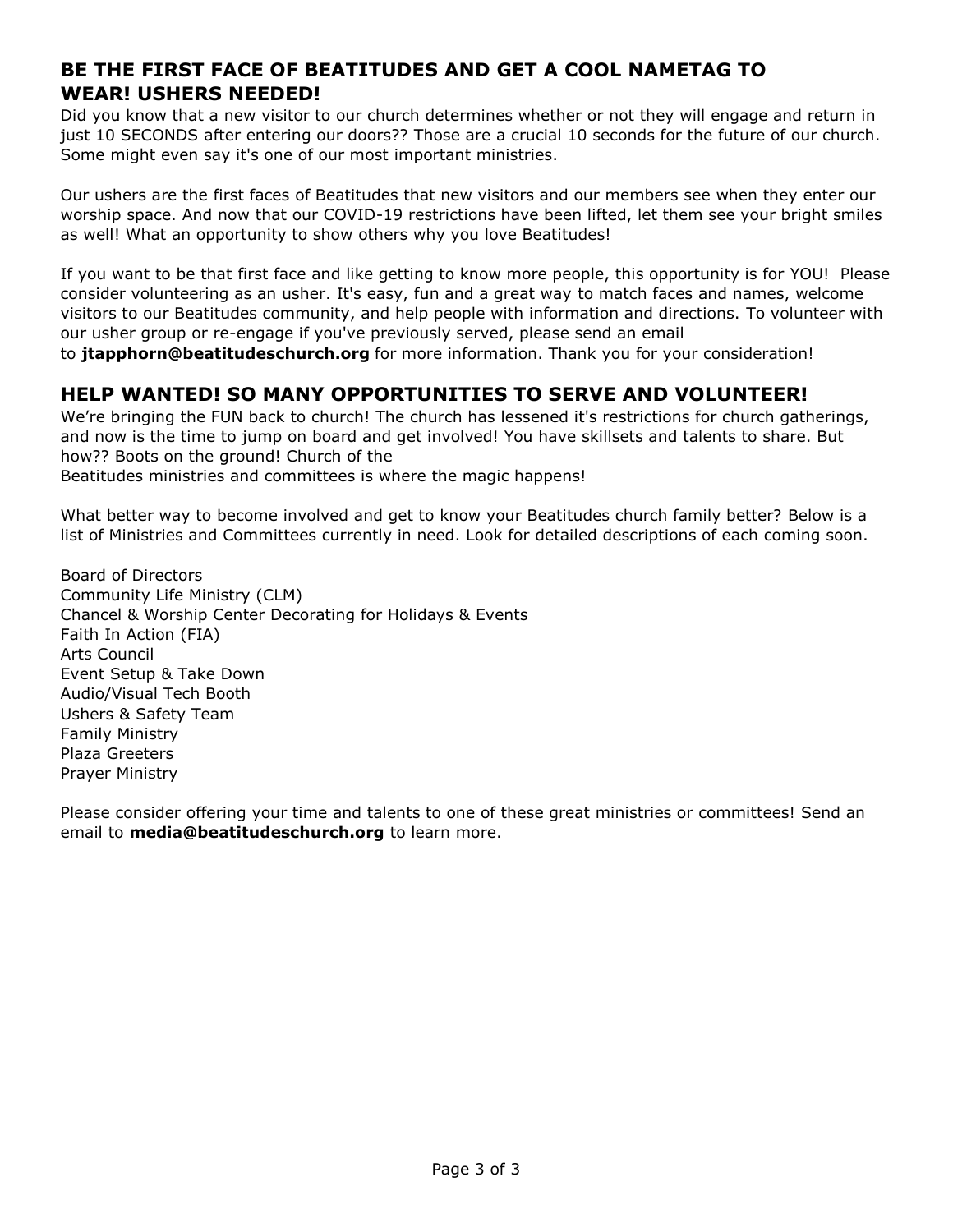## BE THE FIRST FACE OF BEATITUDES AND GET A COOL NAMETAG TO WEAR! USHERS NEEDED!

Did you know that a new visitor to our church determines whether or not they will engage and return in just 10 SECONDS after entering our doors?? Those are a crucial 10 seconds for the future of our church. Some might even say it's one of our most important ministries.

Our ushers are the first faces of Beatitudes that new visitors and our members see when they enter our worship space. And now that our COVID-19 restrictions have been lifted, let them see your bright smiles as well! What an opportunity to show others why you love Beatitudes!

If you want to be that first face and like getting to know more people, this opportunity is for YOU! Please consider volunteering as an usher. It's easy, fun and a great way to match faces and names, welcome visitors to our Beatitudes community, and help people with information and directions. To volunteer with our usher group or re-engage if you've previously served, please send an email to **jtapphorn@beatitudeschurch.org** for more information. Thank you for your consideration!

## HELP WANTED! SO MANY OPPORTUNITIES TO SERVE AND VOLUNTEER!

We're bringing the FUN back to church! The church has lessened it's restrictions for church gatherings, and now is the time to jump on board and get involved! You have skillsets and talents to share. But how?? Boots on the ground! Church of the Beatitudes ministries and committees is where the magic happens!

What better way to become involved and get to know your Beatitudes church family better? Below is a list of Ministries and Committees currently in need. Look for detailed descriptions of each coming soon.

Board of Directors
Community Life Ministry (CLM)
Chancel & Worship Center Decorating for Holidays & Events
Faith In Action (FIA)
Arts Council
Event Setup & Take Down
Audio/Visual Tech Booth
Ushers & Safety Team
Family Ministry
Plaza Greeters
Prayer Ministry

Please consider offering your time and talents to one of these great ministries or committees! Send an email to **media@beatitudeschurch.org** to learn more.